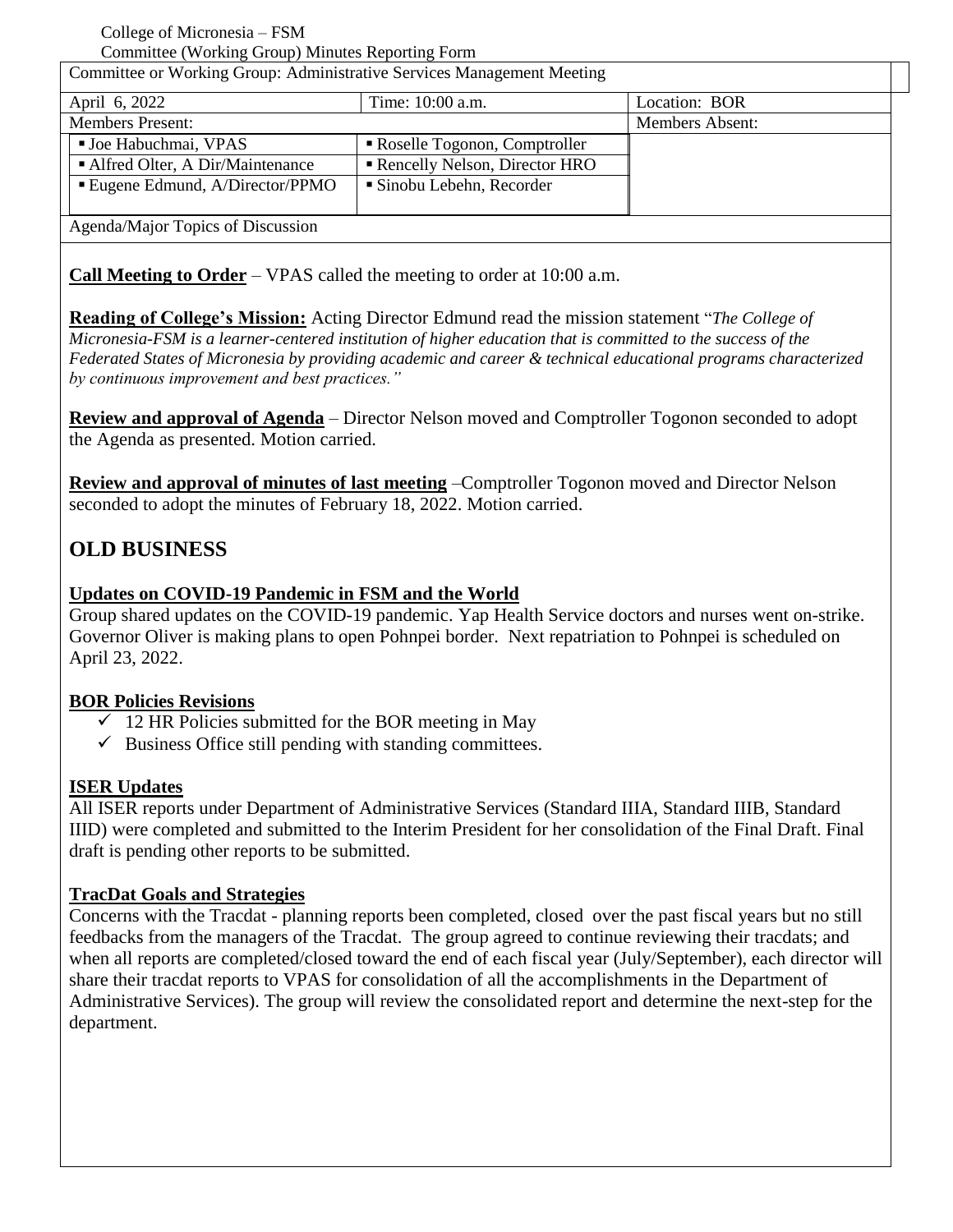College of Micronesia – FSM
Committee (Working Group) Minutes Reporting Form

| Committee or Working Group: Administrative Services Management Meeting | | |
|---|---|---|
| April 6, 2022 | Time: 10:00 a.m. | Location: BOR |
| Members Present: | | Members Absent: |
| ▪ Joe Habuchmai, VPAS | ▪ Roselle Togonon, Comptroller | |
| ▪ Alfred Olter, A Dir/Maintenance | ▪ Rencelly Nelson, Director HRO | |
| ▪ Eugene Edmund, A/Director/PPMO | ▪ Sinobu Lebehn, Recorder | |

Agenda/Major Topics of Discussion

**Call Meeting to Order** – VPAS called the meeting to order at 10:00 a.m.

**Reading of College's Mission:** Acting Director Edmund read the mission statement "*The College of Micronesia-FSM is a learner-centered institution of higher education that is committed to the success of the Federated States of Micronesia by providing academic and career & technical educational programs characterized by continuous improvement and best practices."*

**Review and approval of Agenda** – Director Nelson moved and Comptroller Togonon seconded to adopt the Agenda as presented. Motion carried.

**Review and approval of minutes of last meeting** –Comptroller Togonon moved and Director Nelson seconded to adopt the minutes of February 18, 2022. Motion carried.

## OLD BUSINESS

### Updates on COVID-19 Pandemic in FSM and the World

Group shared updates on the COVID-19 pandemic. Yap Health Service doctors and nurses went on-strike. Governor Oliver is making plans to open Pohnpei border. Next repatriation to Pohnpei is scheduled on April 23, 2022.

### BOR Policies Revisions

- ✓ 12 HR Policies submitted for the BOR meeting in May
- ✓ Business Office still pending with standing committees.

### ISER Updates

All ISER reports under Department of Administrative Services (Standard IIIA, Standard IIIB, Standard IIID) were completed and submitted to the Interim President for her consolidation of the Final Draft. Final draft is pending other reports to be submitted.

### TracDat Goals and Strategies

Concerns with the Tracdat - planning reports been completed, closed over the past fiscal years but no still feedbacks from the managers of the Tracdat. The group agreed to continue reviewing their tracdats; and when all reports are completed/closed toward the end of each fiscal year (July/September), each director will share their tracdat reports to VPAS for consolidation of all the accomplishments in the Department of Administrative Services). The group will review the consolidated report and determine the next-step for the department.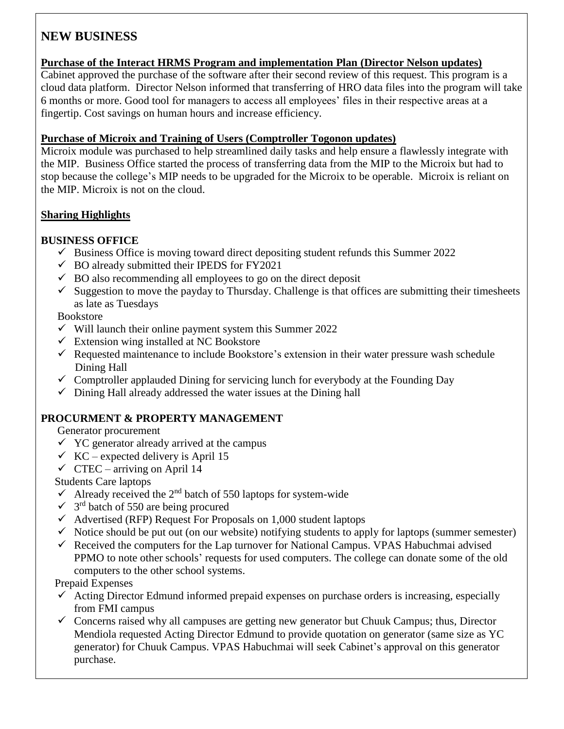## NEW BUSINESS

**Purchase of the Interact HRMS Program and implementation Plan (Director Nelson updates)**

Cabinet approved the purchase of the software after their second review of this request. This program is a cloud data platform. Director Nelson informed that transferring of HRO data files into the program will take 6 months or more. Good tool for managers to access all employees' files in their respective areas at a fingertip. Cost savings on human hours and increase efficiency.

**Purchase of Microix and Training of Users (Comptroller Togonon updates)**

Microix module was purchased to help streamlined daily tasks and help ensure a flawlessly integrate with the MIP. Business Office started the process of transferring data from the MIP to the Microix but had to stop because the college's MIP needs to be upgraded for the Microix to be operable. Microix is reliant on the MIP. Microix is not on the cloud.

**Sharing Highlights**

### BUSINESS OFFICE

- ✓ Business Office is moving toward direct depositing student refunds this Summer 2022
- ✓ BO already submitted their IPEDS for FY2021
- ✓ BO also recommending all employees to go on the direct deposit
- ✓ Suggestion to move the payday to Thursday. Challenge is that offices are submitting their timesheets as late as Tuesdays

Bookstore

- ✓ Will launch their online payment system this Summer 2022
- ✓ Extension wing installed at NC Bookstore
- ✓ Requested maintenance to include Bookstore's extension in their water pressure wash schedule

Dining Hall

- ✓ Comptroller applauded Dining for servicing lunch for everybody at the Founding Day
- ✓ Dining Hall already addressed the water issues at the Dining hall

### PROCURMENT & PROPERTY MANAGEMENT

Generator procurement

- ✓ YC generator already arrived at the campus
- ✓ KC – expected delivery is April 15
- ✓ CTEC – arriving on April 14

Students Care laptops

- ✓ Already received the 2nd batch of 550 laptops for system-wide
- ✓ 3rd batch of 550 are being procured
- ✓ Advertised (RFP) Request For Proposals on 1,000 student laptops
- ✓ Notice should be put out (on our website) notifying students to apply for laptops (summer semester)
- ✓ Received the computers for the Lap turnover for National Campus. VPAS Habuchmai advised PPMO to note other schools' requests for used computers. The college can donate some of the old computers to the other school systems.

Prepaid Expenses

- ✓ Acting Director Edmund informed prepaid expenses on purchase orders is increasing, especially from FMI campus
- ✓ Concerns raised why all campuses are getting new generator but Chuuk Campus; thus, Director Mendiola requested Acting Director Edmund to provide quotation on generator (same size as YC generator) for Chuuk Campus. VPAS Habuchmai will seek Cabinet's approval on this generator purchase.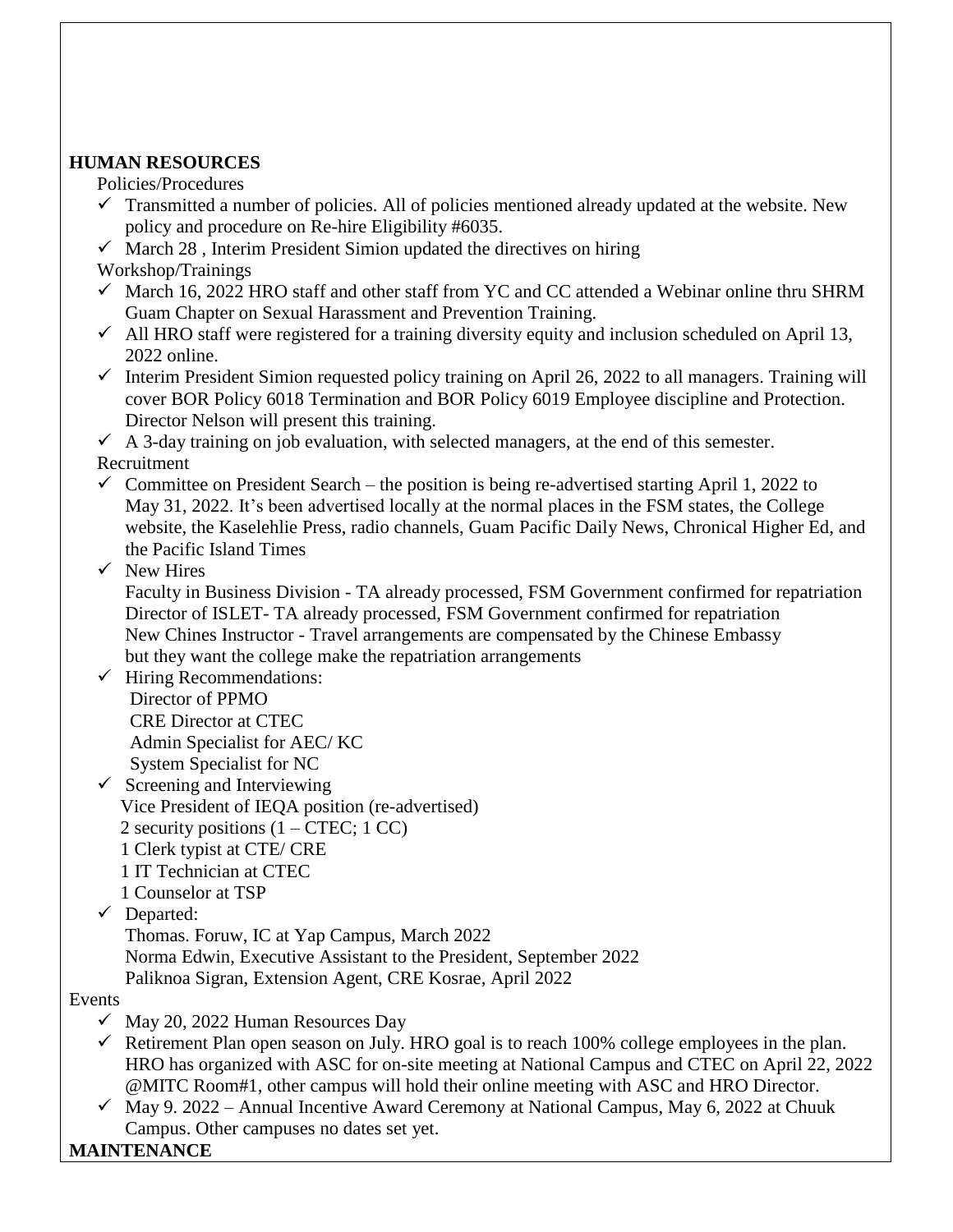**HUMAN RESOURCES**

Policies/Procedures

- ✓ Transmitted a number of policies. All of policies mentioned already updated at the website. New policy and procedure on Re-hire Eligibility #6035.
- ✓ March 28 , Interim President Simion updated the directives on hiring

Workshop/Trainings

- ✓ March 16, 2022 HRO staff and other staff from YC and CC attended a Webinar online thru SHRM Guam Chapter on Sexual Harassment and Prevention Training.
- ✓ All HRO staff were registered for a training diversity equity and inclusion scheduled on April 13, 2022 online.
- ✓ Interim President Simion requested policy training on April 26, 2022 to all managers. Training will cover BOR Policy 6018 Termination and BOR Policy 6019 Employee discipline and Protection. Director Nelson will present this training.
- ✓ A 3-day training on job evaluation, with selected managers, at the end of this semester.

Recruitment

- ✓ Committee on President Search – the position is being re-advertised starting April 1, 2022 to May 31, 2022. It's been advertised locally at the normal places in the FSM states, the College website, the Kaselehlie Press, radio channels, Guam Pacific Daily News, Chronical Higher Ed, and the Pacific Island Times
- ✓ New Hires
  Faculty in Business Division - TA already processed, FSM Government confirmed for repatriation
  Director of ISLET- TA already processed, FSM Government confirmed for repatriation
  New Chines Instructor - Travel arrangements are compensated by the Chinese Embassy but they want the college make the repatriation arrangements
- ✓ Hiring Recommendations:
  Director of PPMO
  CRE Director at CTEC
  Admin Specialist for AEC/ KC
  System Specialist for NC
- ✓ Screening and Interviewing
  Vice President of IEQA position (re-advertised)
  2 security positions (1 – CTEC; 1 CC)
  1 Clerk typist at CTE/ CRE
  1 IT Technician at CTEC
  1 Counselor at TSP
- ✓ Departed:
  Thomas. Foruw, IC at Yap Campus, March 2022
  Norma Edwin, Executive Assistant to the President, September 2022
  Paliknoa Sigran, Extension Agent, CRE Kosrae, April 2022

Events

- ✓ May 20, 2022 Human Resources Day
- ✓ Retirement Plan open season on July. HRO goal is to reach 100% college employees in the plan. HRO has organized with ASC for on-site meeting at National Campus and CTEC on April 22, 2022 @MITC Room#1, other campus will hold their online meeting with ASC and HRO Director.
- ✓ May 9. 2022 – Annual Incentive Award Ceremony at National Campus, May 6, 2022 at Chuuk Campus. Other campuses no dates set yet.

**MAINTENANCE**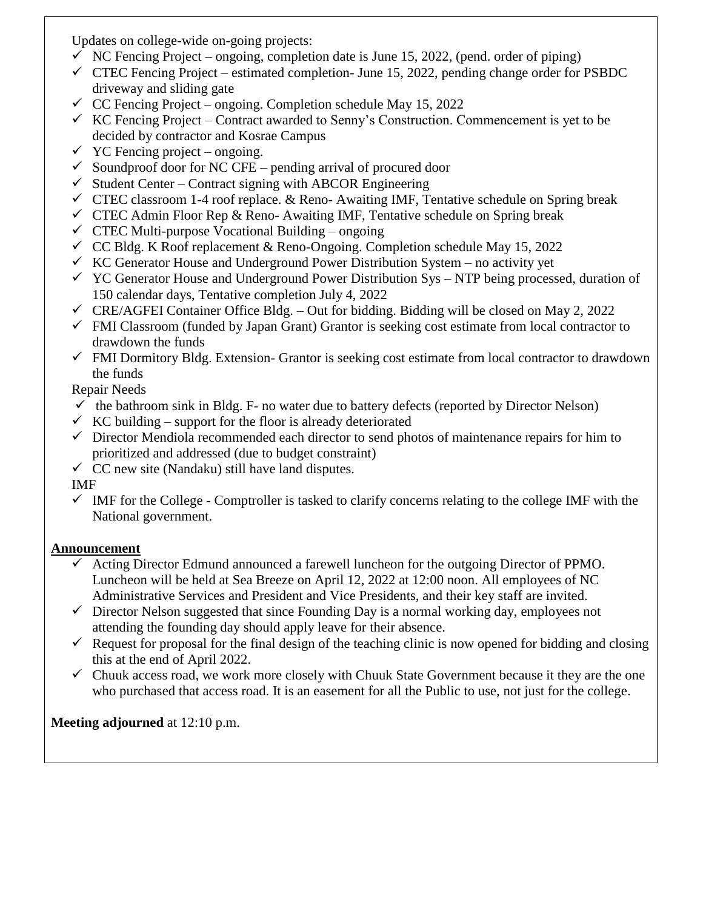Updates on college-wide on-going projects:

- ✓ NC Fencing Project – ongoing, completion date is June 15, 2022, (pend. order of piping)
- ✓ CTEC Fencing Project – estimated completion- June 15, 2022, pending change order for PSBDC driveway and sliding gate
- ✓ CC Fencing Project – ongoing. Completion schedule May 15, 2022
- ✓ KC Fencing Project – Contract awarded to Senny's Construction. Commencement is yet to be decided by contractor and Kosrae Campus
- ✓ YC Fencing project – ongoing.
- ✓ Soundproof door for NC CFE – pending arrival of procured door
- ✓ Student Center – Contract signing with ABCOR Engineering
- ✓ CTEC classroom 1-4 roof replace. & Reno- Awaiting IMF, Tentative schedule on Spring break
- ✓ CTEC Admin Floor Rep & Reno- Awaiting IMF, Tentative schedule on Spring break
- ✓ CTEC Multi-purpose Vocational Building – ongoing
- ✓ CC Bldg. K Roof replacement & Reno-Ongoing. Completion schedule May 15, 2022
- ✓ KC Generator House and Underground Power Distribution System – no activity yet
- ✓ YC Generator House and Underground Power Distribution Sys – NTP being processed, duration of 150 calendar days, Tentative completion July 4, 2022
- ✓ CRE/AGFEI Container Office Bldg. – Out for bidding. Bidding will be closed on May 2, 2022
- ✓ FMI Classroom (funded by Japan Grant) Grantor is seeking cost estimate from local contractor to drawdown the funds
- ✓ FMI Dormitory Bldg. Extension- Grantor is seeking cost estimate from local contractor to drawdown the funds

Repair Needs

- ✓ the bathroom sink in Bldg. F- no water due to battery defects (reported by Director Nelson)
- ✓ KC building – support for the floor is already deteriorated
- ✓ Director Mendiola recommended each director to send photos of maintenance repairs for him to prioritized and addressed (due to budget constraint)
- ✓ CC new site (Nandaku) still have land disputes.

IMF

- ✓ IMF for the College - Comptroller is tasked to clarify concerns relating to the college IMF with the National government.

**Announcement**

- ✓ Acting Director Edmund announced a farewell luncheon for the outgoing Director of PPMO. Luncheon will be held at Sea Breeze on April 12, 2022 at 12:00 noon. All employees of NC Administrative Services and President and Vice Presidents, and their key staff are invited.
- ✓ Director Nelson suggested that since Founding Day is a normal working day, employees not attending the founding day should apply leave for their absence.
- ✓ Request for proposal for the final design of the teaching clinic is now opened for bidding and closing this at the end of April 2022.
- ✓ Chuuk access road, we work more closely with Chuuk State Government because it they are the one who purchased that access road. It is an easement for all the Public to use, not just for the college.

**Meeting adjourned** at 12:10 p.m.